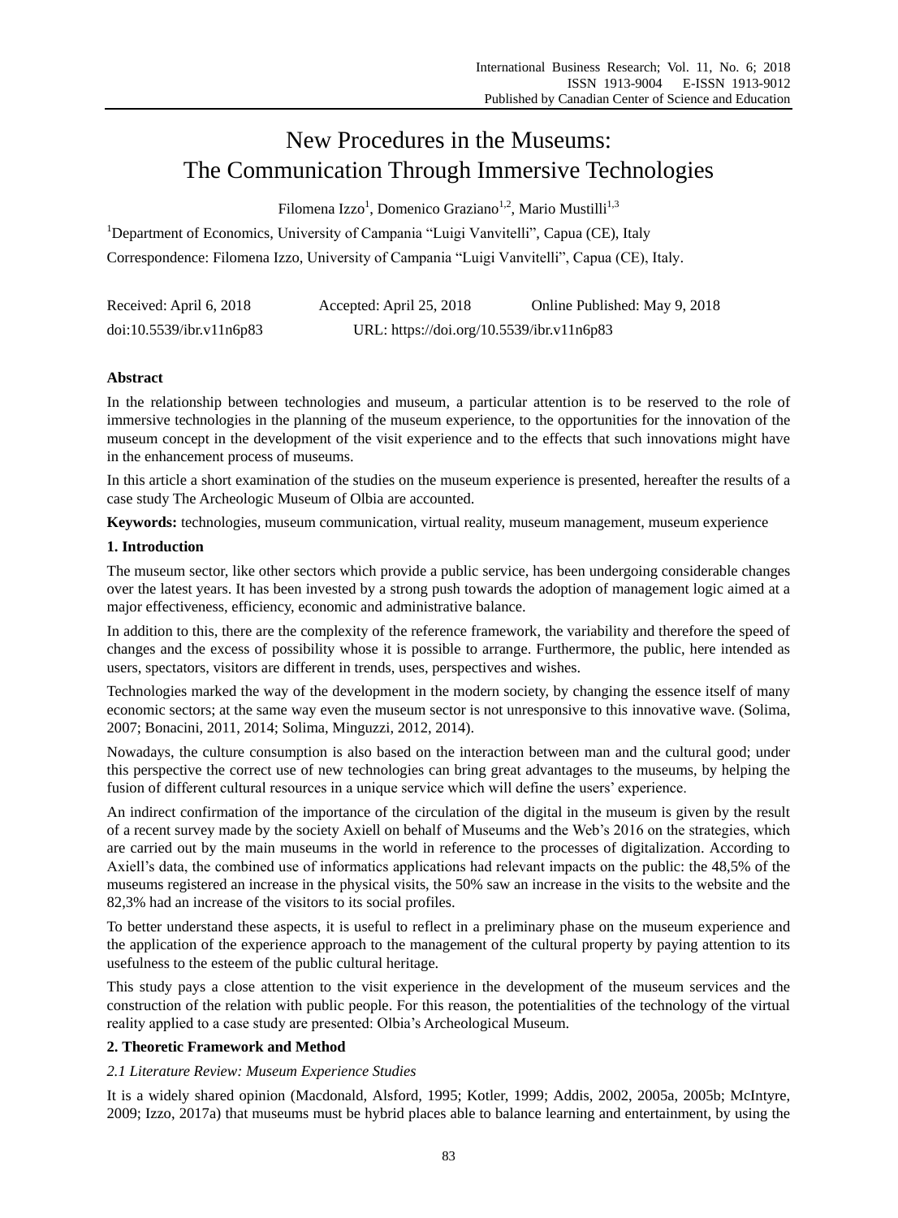# New Procedures in the Museums: The Communication Through Immersive Technologies

Filomena Izzo[1], Domenico Graziano[1,2], Mario Mustilli[1,3]

[1]Department of Economics, University of Campania "Luigi Vanvitelli", Capua (CE), Italy

Correspondence: Filomena Izzo, University of Campania "Luigi Vanvitelli", Capua (CE), Italy.

Received: April 6, 2018 Accepted: April 25, 2018 Online Published: May 9, 2018

doi:10.5539/ibr.v11n6p83 URL: https://doi.org/10.5539/ibr.v11n6p83

## Abstract

In the relationship between technologies and museum, a particular attention is to be reserved to the role of immersive technologies in the planning of the museum experience, to the opportunities for the innovation of the museum concept in the development of the visit experience and to the effects that such innovations might have in the enhancement process of museums.

In this article a short examination of the studies on the museum experience is presented, hereafter the results of a case study The Archeologic Museum of Olbia are accounted.

**Keywords:** technologies, museum communication, virtual reality, museum management, museum experience

## 1. Introduction

The museum sector, like other sectors which provide a public service, has been undergoing considerable changes over the latest years. It has been invested by a strong push towards the adoption of management logic aimed at a major effectiveness, efficiency, economic and administrative balance.

In addition to this, there are the complexity of the reference framework, the variability and therefore the speed of changes and the excess of possibility whose it is possible to arrange. Furthermore, the public, here intended as users, spectators, visitors are different in trends, uses, perspectives and wishes.

Technologies marked the way of the development in the modern society, by changing the essence itself of many economic sectors; at the same way even the museum sector is not unresponsive to this innovative wave. (Solima, 2007; Bonacini, 2011, 2014; Solima, Minguzzi, 2012, 2014).

Nowadays, the culture consumption is also based on the interaction between man and the cultural good; under this perspective the correct use of new technologies can bring great advantages to the museums, by helping the fusion of different cultural resources in a unique service which will define the users' experience.

An indirect confirmation of the importance of the circulation of the digital in the museum is given by the result of a recent survey made by the society Axiell on behalf of Museums and the Web's 2016 on the strategies, which are carried out by the main museums in the world in reference to the processes of digitalization. According to Axiell's data, the combined use of informatics applications had relevant impacts on the public: the 48,5% of the museums registered an increase in the physical visits, the 50% saw an increase in the visits to the website and the 82,3% had an increase of the visitors to its social profiles.

To better understand these aspects, it is useful to reflect in a preliminary phase on the museum experience and the application of the experience approach to the management of the cultural property by paying attention to its usefulness to the esteem of the public cultural heritage.

This study pays a close attention to the visit experience in the development of the museum services and the construction of the relation with public people. For this reason, the potentialities of the technology of the virtual reality applied to a case study are presented: Olbia's Archeological Museum.

## 2. Theoretic Framework and Method

### *2.1 Literature Review: Museum Experience Studies*

It is a widely shared opinion (Macdonald, Alsford, 1995; Kotler, 1999; Addis, 2002, 2005a, 2005b; McIntyre, 2009; Izzo, 2017a) that museums must be hybrid places able to balance learning and entertainment, by using the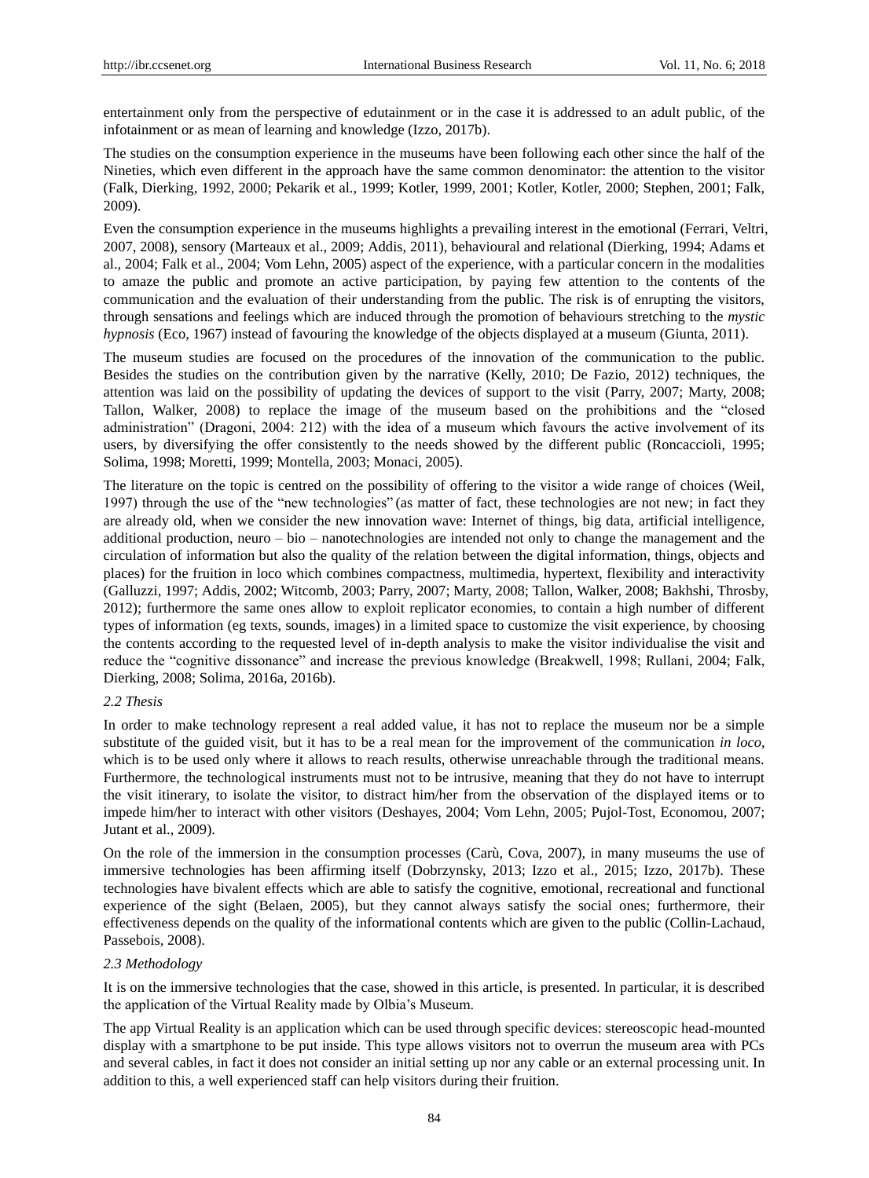entertainment only from the perspective of edutainment or in the case it is addressed to an adult public, of the infotainment or as mean of learning and knowledge (Izzo, 2017b).

The studies on the consumption experience in the museums have been following each other since the half of the Nineties, which even different in the approach have the same common denominator: the attention to the visitor (Falk, Dierking, 1992, 2000; Pekarik et al., 1999; Kotler, 1999, 2001; Kotler, Kotler, 2000; Stephen, 2001; Falk, 2009).

Even the consumption experience in the museums highlights a prevailing interest in the emotional (Ferrari, Veltri, 2007, 2008), sensory (Marteaux et al., 2009; Addis, 2011), behavioural and relational (Dierking, 1994; Adams et al., 2004; Falk et al., 2004; Vom Lehn, 2005) aspect of the experience, with a particular concern in the modalities to amaze the public and promote an active participation, by paying few attention to the contents of the communication and the evaluation of their understanding from the public. The risk is of enrupting the visitors, through sensations and feelings which are induced through the promotion of behaviours stretching to the *mystic hypnosis* (Eco, 1967) instead of favouring the knowledge of the objects displayed at a museum (Giunta, 2011).

The museum studies are focused on the procedures of the innovation of the communication to the public. Besides the studies on the contribution given by the narrative (Kelly, 2010; De Fazio, 2012) techniques, the attention was laid on the possibility of updating the devices of support to the visit (Parry, 2007; Marty, 2008; Tallon, Walker, 2008) to replace the image of the museum based on the prohibitions and the "closed administration" (Dragoni, 2004: 212) with the idea of a museum which favours the active involvement of its users, by diversifying the offer consistently to the needs showed by the different public (Roncaccioli, 1995; Solima, 1998; Moretti, 1999; Montella, 2003; Monaci, 2005).

The literature on the topic is centred on the possibility of offering to the visitor a wide range of choices (Weil, 1997) through the use of the "new technologies" (as matter of fact, these technologies are not new; in fact they are already old, when we consider the new innovation wave: Internet of things, big data, artificial intelligence, additional production, neuro – bio – nanotechnologies are intended not only to change the management and the circulation of information but also the quality of the relation between the digital information, things, objects and places) for the fruition in loco which combines compactness, multimedia, hypertext, flexibility and interactivity (Galluzzi, 1997; Addis, 2002; Witcomb, 2003; Parry, 2007; Marty, 2008; Tallon, Walker, 2008; Bakhshi, Throsby, 2012); furthermore the same ones allow to exploit replicator economies, to contain a high number of different types of information (eg texts, sounds, images) in a limited space to customize the visit experience, by choosing the contents according to the requested level of in-depth analysis to make the visitor individualise the visit and reduce the "cognitive dissonance" and increase the previous knowledge (Breakwell, 1998; Rullani, 2004; Falk, Dierking, 2008; Solima, 2016a, 2016b).

### *2.2 Thesis*

In order to make technology represent a real added value, it has not to replace the museum nor be a simple substitute of the guided visit, but it has to be a real mean for the improvement of the communication *in loco*, which is to be used only where it allows to reach results, otherwise unreachable through the traditional means. Furthermore, the technological instruments must not to be intrusive, meaning that they do not have to interrupt the visit itinerary, to isolate the visitor, to distract him/her from the observation of the displayed items or to impede him/her to interact with other visitors (Deshayes, 2004; Vom Lehn, 2005; Pujol-Tost, Economou, 2007; Jutant et al., 2009).

On the role of the immersion in the consumption processes (Carù, Cova, 2007), in many museums the use of immersive technologies has been affirming itself (Dobrzynsky, 2013; Izzo et al., 2015; Izzo, 2017b). These technologies have bivalent effects which are able to satisfy the cognitive, emotional, recreational and functional experience of the sight (Belaen, 2005), but they cannot always satisfy the social ones; furthermore, their effectiveness depends on the quality of the informational contents which are given to the public (Collin-Lachaud, Passebois, 2008).

### *2.3 Methodology*

It is on the immersive technologies that the case, showed in this article, is presented. In particular, it is described the application of the Virtual Reality made by Olbia's Museum.

The app Virtual Reality is an application which can be used through specific devices: stereoscopic head-mounted display with a smartphone to be put inside. This type allows visitors not to overrun the museum area with PCs and several cables, in fact it does not consider an initial setting up nor any cable or an external processing unit. In addition to this, a well experienced staff can help visitors during their fruition.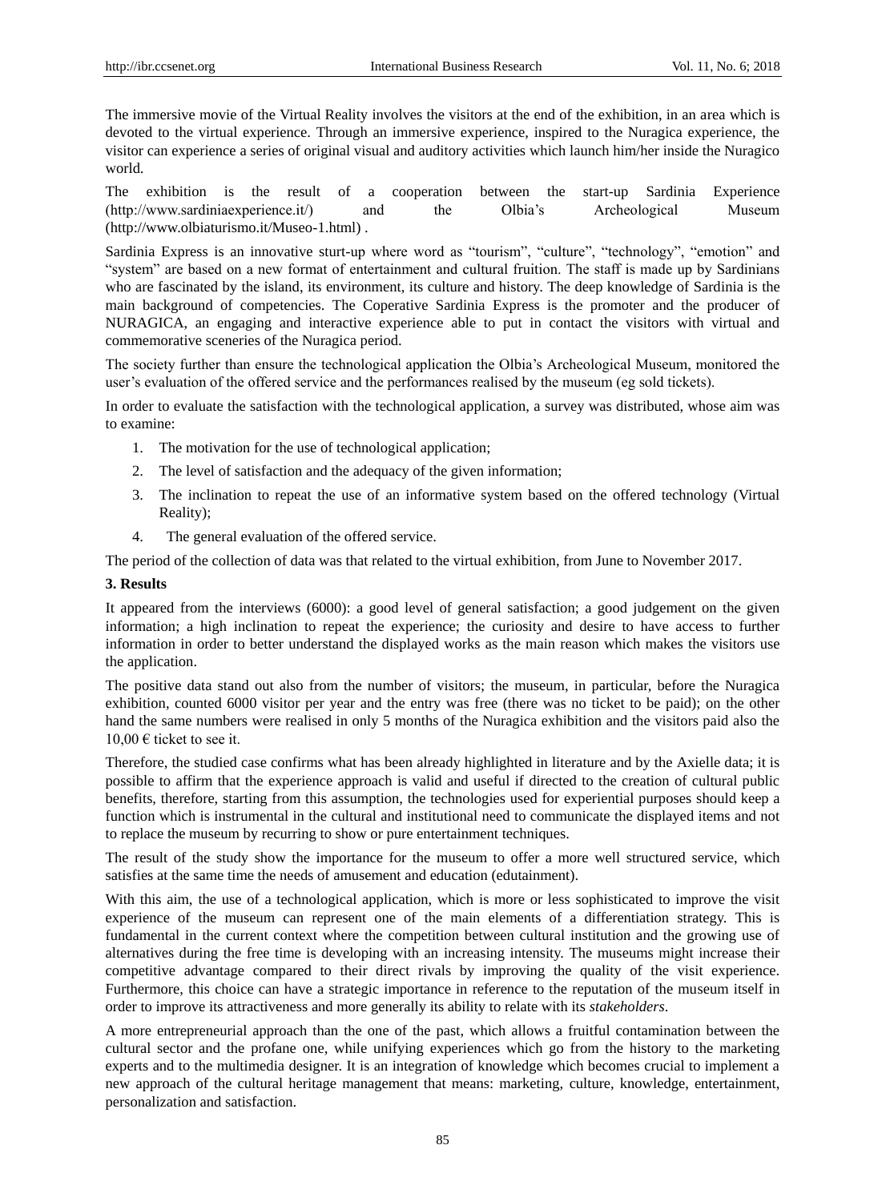The immersive movie of the Virtual Reality involves the visitors at the end of the exhibition, in an area which is devoted to the virtual experience. Through an immersive experience, inspired to the Nuragica experience, the visitor can experience a series of original visual and auditory activities which launch him/her inside the Nuragico world.

The exhibition is the result of a cooperation between the start-up Sardinia Experience (http://www.sardiniaexperience.it/) and the Olbia's Archeological Museum (http://www.olbiaturismo.it/Museo-1.html) .

Sardinia Express is an innovative sturt-up where word as "tourism", "culture", "technology", "emotion" and "system" are based on a new format of entertainment and cultural fruition. The staff is made up by Sardinians who are fascinated by the island, its environment, its culture and history. The deep knowledge of Sardinia is the main background of competencies. The Coperative Sardinia Express is the promoter and the producer of NURAGICA, an engaging and interactive experience able to put in contact the visitors with virtual and commemorative sceneries of the Nuragica period.

The society further than ensure the technological application the Olbia's Archeological Museum, monitored the user's evaluation of the offered service and the performances realised by the museum (eg sold tickets).

In order to evaluate the satisfaction with the technological application, a survey was distributed, whose aim was to examine:

1. The motivation for the use of technological application;
2. The level of satisfaction and the adequacy of the given information;
3. The inclination to repeat the use of an informative system based on the offered technology (Virtual Reality);
4. The general evaluation of the offered service.

The period of the collection of data was that related to the virtual exhibition, from June to November 2017.

## 3. Results

It appeared from the interviews (6000): a good level of general satisfaction; a good judgement on the given information; a high inclination to repeat the experience; the curiosity and desire to have access to further information in order to better understand the displayed works as the main reason which makes the visitors use the application.

The positive data stand out also from the number of visitors; the museum, in particular, before the Nuragica exhibition, counted 6000 visitor per year and the entry was free (there was no ticket to be paid); on the other hand the same numbers were realised in only 5 months of the Nuragica exhibition and the visitors paid also the 10,00 € ticket to see it.

Therefore, the studied case confirms what has been already highlighted in literature and by the Axielle data; it is possible to affirm that the experience approach is valid and useful if directed to the creation of cultural public benefits, therefore, starting from this assumption, the technologies used for experiential purposes should keep a function which is instrumental in the cultural and institutional need to communicate the displayed items and not to replace the museum by recurring to show or pure entertainment techniques.

The result of the study show the importance for the museum to offer a more well structured service, which satisfies at the same time the needs of amusement and education (edutainment).

With this aim, the use of a technological application, which is more or less sophisticated to improve the visit experience of the museum can represent one of the main elements of a differentiation strategy. This is fundamental in the current context where the competition between cultural institution and the growing use of alternatives during the free time is developing with an increasing intensity. The museums might increase their competitive advantage compared to their direct rivals by improving the quality of the visit experience. Furthermore, this choice can have a strategic importance in reference to the reputation of the museum itself in order to improve its attractiveness and more generally its ability to relate with its *stakeholders*.

A more entrepreneurial approach than the one of the past, which allows a fruitful contamination between the cultural sector and the profane one, while unifying experiences which go from the history to the marketing experts and to the multimedia designer. It is an integration of knowledge which becomes crucial to implement a new approach of the cultural heritage management that means: marketing, culture, knowledge, entertainment, personalization and satisfaction.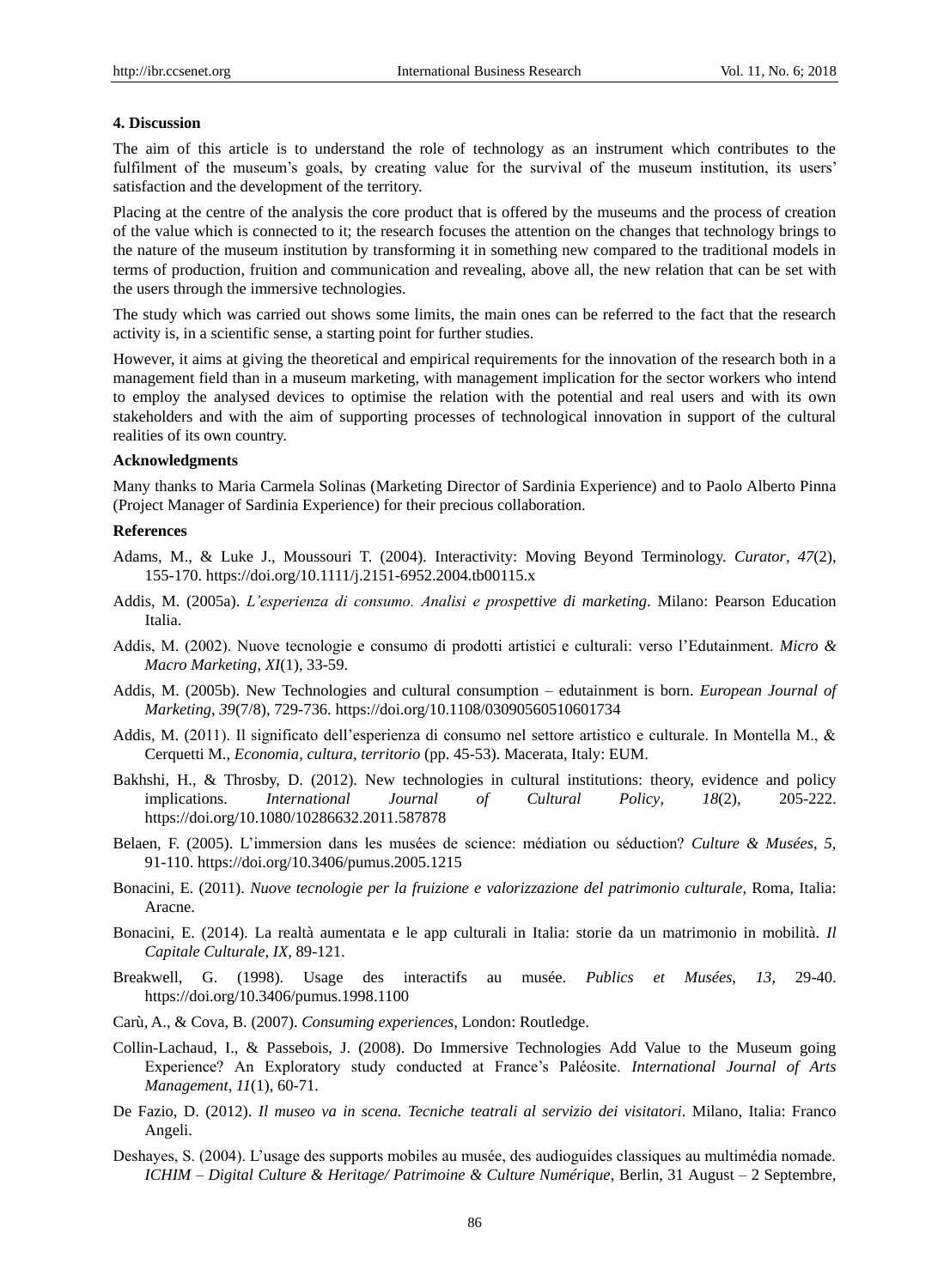### 4. Discussion

The aim of this article is to understand the role of technology as an instrument which contributes to the fulfilment of the museum's goals, by creating value for the survival of the museum institution, its users' satisfaction and the development of the territory.

Placing at the centre of the analysis the core product that is offered by the museums and the process of creation of the value which is connected to it; the research focuses the attention on the changes that technology brings to the nature of the museum institution by transforming it in something new compared to the traditional models in terms of production, fruition and communication and revealing, above all, the new relation that can be set with the users through the immersive technologies.

The study which was carried out shows some limits, the main ones can be referred to the fact that the research activity is, in a scientific sense, a starting point for further studies.

However, it aims at giving the theoretical and empirical requirements for the innovation of the research both in a management field than in a museum marketing, with management implication for the sector workers who intend to employ the analysed devices to optimise the relation with the potential and real users and with its own stakeholders and with the aim of supporting processes of technological innovation in support of the cultural realities of its own country.

### Acknowledgments

Many thanks to Maria Carmela Solinas (Marketing Director of Sardinia Experience) and to Paolo Alberto Pinna (Project Manager of Sardinia Experience) for their precious collaboration.

### References

Adams, M., & Luke J., Moussouri T. (2004). Interactivity: Moving Beyond Terminology. *Curator*, *47*(2), 155-170. https://doi.org/10.1111/j.2151-6952.2004.tb00115.x

Addis, M. (2005a). *L'esperienza di consumo. Analisi e prospettive di marketing*. Milano: Pearson Education Italia.

Addis, M. (2002). Nuove tecnologie e consumo di prodotti artistici e culturali: verso l'Edutainment. *Micro & Macro Marketing*, *XI*(1), 33-59.

Addis, M. (2005b). New Technologies and cultural consumption – edutainment is born. *European Journal of Marketing*, *39*(7/8), 729-736. https://doi.org/10.1108/03090560510601734

Addis, M. (2011). Il significato dell'esperienza di consumo nel settore artistico e culturale. In Montella M., & Cerquetti M., *Economia, cultura, territorio* (pp. 45-53). Macerata, Italy: EUM.

Bakhshi, H., & Throsby, D. (2012). New technologies in cultural institutions: theory, evidence and policy implications. *International Journal of Cultural Policy*, *18*(2), 205-222. https://doi.org/10.1080/10286632.2011.587878

Belaen, F. (2005). L'immersion dans les musées de science: médiation ou séduction? *Culture & Musées*, *5*, 91-110. https://doi.org/10.3406/pumus.2005.1215

Bonacini, E. (2011). *Nuove tecnologie per la fruizione e valorizzazione del patrimonio culturale*, Roma, Italia: Aracne.

Bonacini, E. (2014). La realtà aumentata e le app culturali in Italia: storie da un matrimonio in mobilità. *Il Capitale Culturale, IX*, 89-121.

Breakwell, G. (1998). Usage des interactifs au musée. *Publics et Musées, 13,* 29-40. https://doi.org/10.3406/pumus.1998.1100

Carù, A., & Cova, B. (2007). *Consuming experiences*, London: Routledge.

Collin-Lachaud, I., & Passebois, J. (2008). Do Immersive Technologies Add Value to the Museum going Experience? An Exploratory study conducted at France's Paléosite. *International Journal of Arts Management*, *11*(1), 60-71.

De Fazio, D. (2012). *Il museo va in scena. Tecniche teatrali al servizio dei visitatori*. Milano, Italia: Franco Angeli.

Deshayes, S. (2004). L'usage des supports mobiles au musée, des audioguides classiques au multimédia nomade. *ICHIM – Digital Culture & Heritage/ Patrimoine & Culture Numérique,* Berlin, 31 August – 2 Septembre,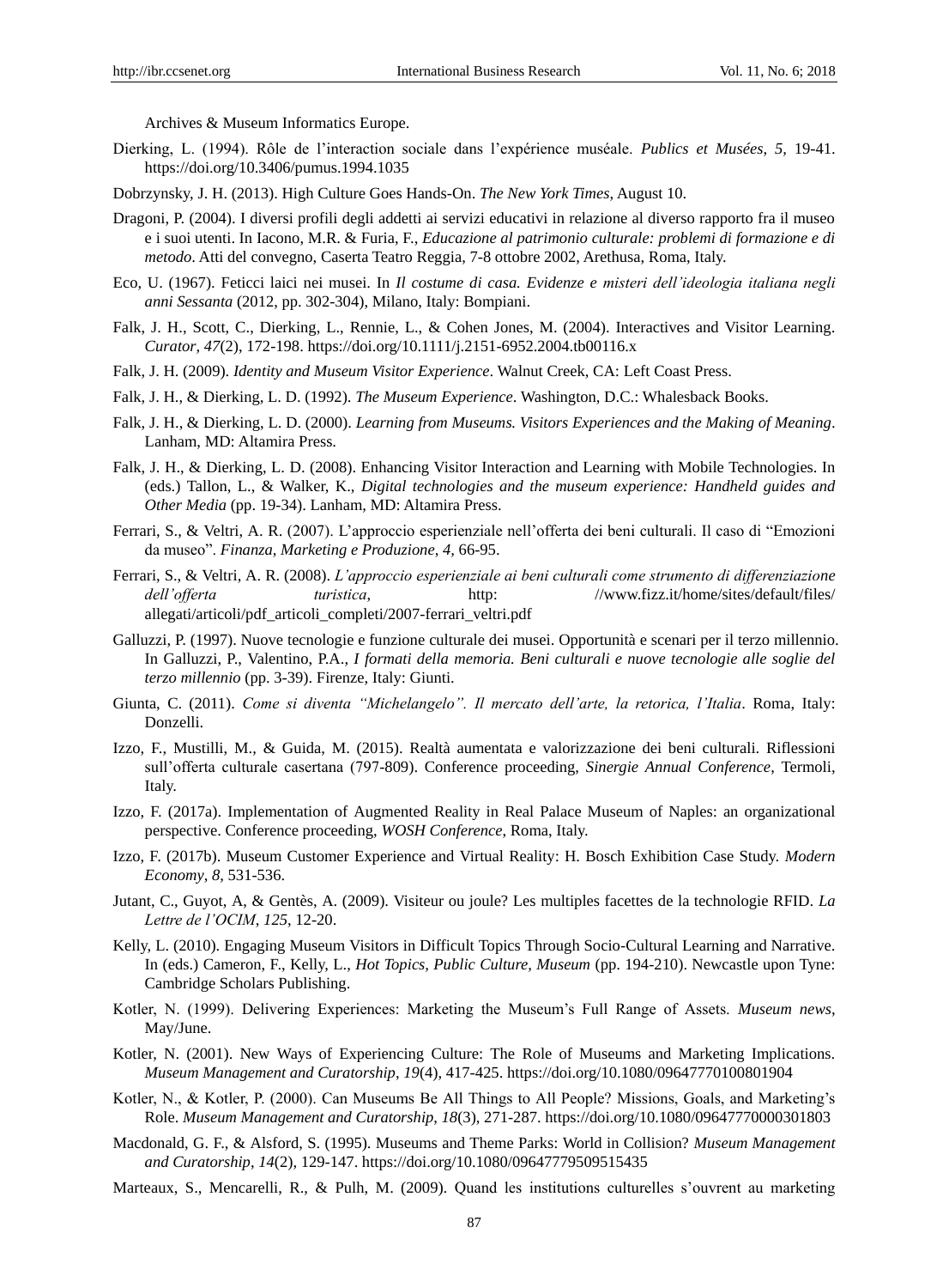Archives & Museum Informatics Europe.

Dierking, L. (1994). Rôle de l'interaction sociale dans l'expérience muséale. *Publics et Musées, 5,* 19-41. https://doi.org/10.3406/pumus.1994.1035

Dobrzynsky, J. H. (2013). High Culture Goes Hands-On. *The New York Times*, August 10.

Dragoni, P. (2004). I diversi profili degli addetti ai servizi educativi in relazione al diverso rapporto fra il museo e i suoi utenti. In Iacono, M.R. & Furia, F., *Educazione al patrimonio culturale: problemi di formazione e di metodo*. Atti del convegno, Caserta Teatro Reggia, 7-8 ottobre 2002, Arethusa, Roma, Italy.

Eco, U. (1967). Feticci laici nei musei. In *Il costume di casa. Evidenze e misteri dell'ideologia italiana negli anni Sessanta* (2012, pp. 302-304), Milano, Italy: Bompiani.

Falk, J. H., Scott, C., Dierking, L., Rennie, L., & Cohen Jones, M. (2004). Interactives and Visitor Learning. *Curator, 47*(2), 172-198. https://doi.org/10.1111/j.2151-6952.2004.tb00116.x

Falk, J. H. (2009). *Identity and Museum Visitor Experience*. Walnut Creek, CA: Left Coast Press.

Falk, J. H., & Dierking, L. D. (1992). *The Museum Experience*. Washington, D.C.: Whalesback Books.

Falk, J. H., & Dierking, L. D. (2000). *Learning from Museums. Visitors Experiences and the Making of Meaning*. Lanham, MD: Altamira Press.

Falk, J. H., & Dierking, L. D. (2008). Enhancing Visitor Interaction and Learning with Mobile Technologies. In (eds.) Tallon, L., & Walker, K., *Digital technologies and the museum experience: Handheld guides and Other Media* (pp. 19-34). Lanham, MD: Altamira Press.

Ferrari, S., & Veltri, A. R. (2007). L'approccio esperienziale nell'offerta dei beni culturali. Il caso di "Emozioni da museo". *Finanza, Marketing e Produzione*, *4,* 66-95.

Ferrari, S., & Veltri, A. R. (2008). *L'approccio esperienziale ai beni culturali come strumento di differenziazione dell'offerta turistica*, http: //www.fizz.it/home/sites/default/files/ allegati/articoli/pdf_articoli_completi/2007-ferrari_veltri.pdf

Galluzzi, P. (1997). Nuove tecnologie e funzione culturale dei musei. Opportunità e scenari per il terzo millennio. In Galluzzi, P., Valentino, P.A., *I formati della memoria. Beni culturali e nuove tecnologie alle soglie del terzo millennio* (pp. 3-39). Firenze, Italy: Giunti.

Giunta, C. (2011). *Come si diventa "Michelangelo". Il mercato dell'arte, la retorica, l'Italia*. Roma, Italy: Donzelli.

Izzo, F., Mustilli, M., & Guida, M. (2015). Realtà aumentata e valorizzazione dei beni culturali. Riflessioni sull'offerta culturale casertana (797-809). Conference proceeding, *Sinergie Annual Conference*, Termoli, Italy.

Izzo, F. (2017a). Implementation of Augmented Reality in Real Palace Museum of Naples: an organizational perspective. Conference proceeding, *WOSH Conference*, Roma, Italy.

Izzo, F. (2017b). Museum Customer Experience and Virtual Reality: H. Bosch Exhibition Case Study. *Modern Economy, 8,* 531-536.

Jutant, C., Guyot, A, & Gentès, A. (2009). Visiteur ou joule? Les multiples facettes de la technologie RFID. *La Lettre de l'OCIM, 125,* 12-20.

Kelly, L. (2010). Engaging Museum Visitors in Difficult Topics Through Socio-Cultural Learning and Narrative. In (eds.) Cameron, F., Kelly, L., *Hot Topics, Public Culture, Museum* (pp. 194-210). Newcastle upon Tyne: Cambridge Scholars Publishing.

Kotler, N. (1999). Delivering Experiences: Marketing the Museum's Full Range of Assets. *Museum news*, May/June.

Kotler, N. (2001). New Ways of Experiencing Culture: The Role of Museums and Marketing Implications. *Museum Management and Curatorship*, *19*(4), 417-425. https://doi.org/10.1080/09647770100801904

Kotler, N., & Kotler, P. (2000). Can Museums Be All Things to All People? Missions, Goals, and Marketing's Role. *Museum Management and Curatorship*, *18*(3), 271-287. https://doi.org/10.1080/09647770000301803

Macdonald, G. F., & Alsford, S. (1995). Museums and Theme Parks: World in Collision? *Museum Management and Curatorship*, *14*(2), 129-147. https://doi.org/10.1080/09647779509515435

Marteaux, S., Mencarelli, R., & Pulh, M. (2009). Quand les institutions culturelles s'ouvrent au marketing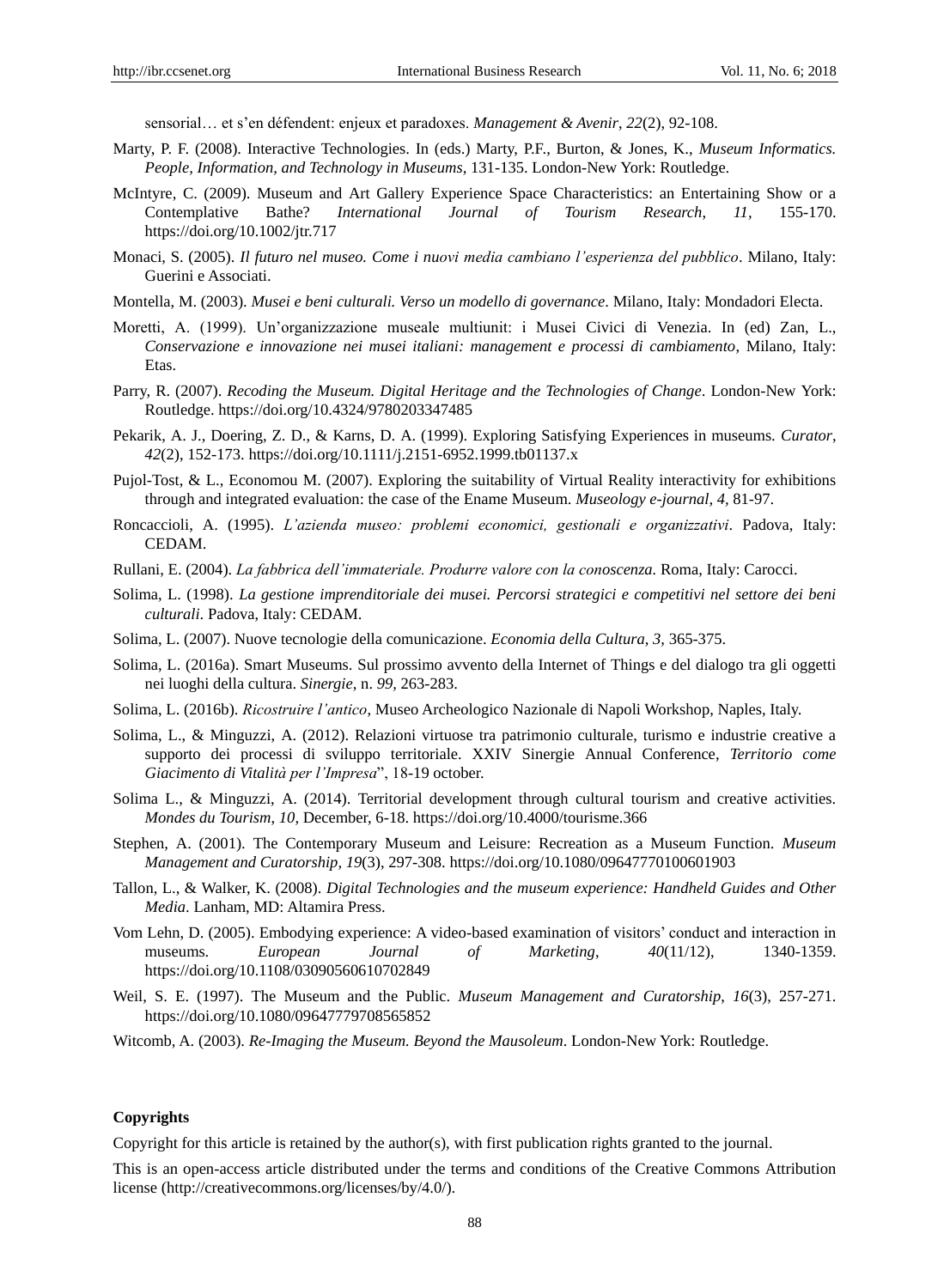sensorial… et s’en défendent: enjeux et paradoxes. *Management & Avenir*, *22*(2), 92-108.

Marty, P. F. (2008). Interactive Technologies. In (eds.) Marty, P.F., Burton, & Jones, K., *Museum Informatics. People, Information, and Technology in Museums*, 131-135. London-New York: Routledge.

McIntyre, C. (2009). Museum and Art Gallery Experience Space Characteristics: an Entertaining Show or a Contemplative Bathe? *International Journal of Tourism Research*, *11*, 155-170. https://doi.org/10.1002/jtr.717

Monaci, S. (2005). *Il futuro nel museo. Come i nuovi media cambiano l'esperienza del pubblico*. Milano, Italy: Guerini e Associati.

Montella, M. (2003). *Musei e beni culturali. Verso un modello di governance*. Milano, Italy: Mondadori Electa.

Moretti, A. (1999). Un’organizzazione museale multiunit: i Musei Civici di Venezia. In (ed) Zan, L., *Conservazione e innovazione nei musei italiani: management e processi di cambiamento*, Milano, Italy: Etas.

Parry, R. (2007). *Recoding the Museum. Digital Heritage and the Technologies of Change*. London-New York: Routledge. https://doi.org/10.4324/9780203347485

Pekarik, A. J., Doering, Z. D., & Karns, D. A. (1999). Exploring Satisfying Experiences in museums. *Curator*, *42*(2), 152-173. https://doi.org/10.1111/j.2151-6952.1999.tb01137.x

Pujol-Tost, & L., Economou M. (2007). Exploring the suitability of Virtual Reality interactivity for exhibitions through and integrated evaluation: the case of the Ename Museum. *Museology e-journal*, *4*, 81-97.

Roncaccioli, A. (1995). *L'azienda museo: problemi economici, gestionali e organizzativi*. Padova, Italy: CEDAM.

Rullani, E. (2004). *La fabbrica dell'immateriale. Produrre valore con la conoscenza.* Roma, Italy: Carocci.

Solima, L. (1998). *La gestione imprenditoriale dei musei. Percorsi strategici e competitivi nel settore dei beni culturali*. Padova, Italy: CEDAM.

Solima, L. (2007). Nuove tecnologie della comunicazione. *Economia della Cultura*, *3*, 365-375.

Solima, L. (2016a). Smart Museums. Sul prossimo avvento della Internet of Things e del dialogo tra gli oggetti nei luoghi della cultura. *Sinergie*, n. *99*, 263-283.

Solima, L. (2016b). *Ricostruire l'antico*, Museo Archeologico Nazionale di Napoli Workshop, Naples, Italy.

Solima, L., & Minguzzi, A. (2012). Relazioni virtuose tra patrimonio culturale, turismo e industrie creative a supporto dei processi di sviluppo territoriale. XXIV Sinergie Annual Conference, *Territorio come Giacimento di Vitalità per l'Impresa*”, 18-19 october.

Solima L., & Minguzzi, A. (2014). Territorial development through cultural tourism and creative activities. *Mondes du Tourism*, *10*, December, 6-18. https://doi.org/10.4000/tourisme.366

Stephen, A. (2001). The Contemporary Museum and Leisure: Recreation as a Museum Function. *Museum Management and Curatorship*, *19*(3), 297-308. https://doi.org/10.1080/09647770100601903

Tallon, L., & Walker, K. (2008). *Digital Technologies and the museum experience: Handheld Guides and Other Media*. Lanham, MD: Altamira Press.

Vom Lehn, D. (2005). Embodying experience: A video-based examination of visitors’ conduct and interaction in museums. *European Journal of Marketing*, *40*(11/12), 1340-1359. https://doi.org/10.1108/03090560610702849

Weil, S. E. (1997). The Museum and the Public. *Museum Management and Curatorship*, *16*(3), 257-271. https://doi.org/10.1080/09647779708565852

Witcomb, A. (2003). *Re-Imaging the Museum. Beyond the Mausoleum*. London-New York: Routledge.

## Copyrights

Copyright for this article is retained by the author(s), with first publication rights granted to the journal.

This is an open-access article distributed under the terms and conditions of the Creative Commons Attribution license (http://creativecommons.org/licenses/by/4.0/).